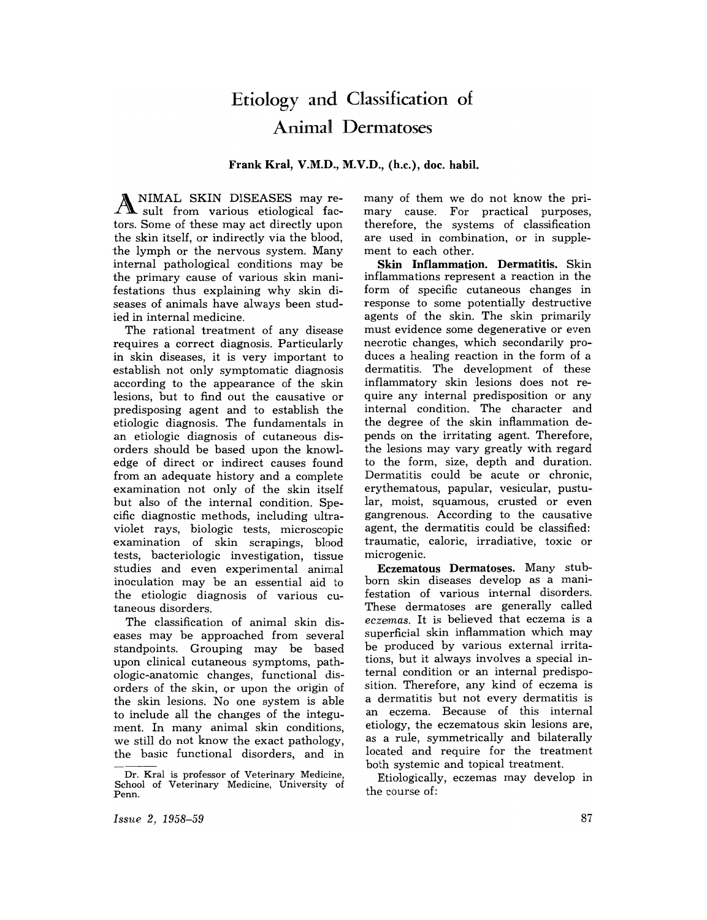# Etiology and Classification of Animal Dermatoses

**Frank Kral, V.M.D., M.V.D., (h.c.), doc. habil.**

ANIMAL SKIN DISEASES may result from various etiological factors. Some of these may act directly upon the skin itself, or indirectly via the blood, the lymph or the nervous system. Many internal pathological conditions may be the primary cause of various skin manifestations thus explaining why skin diseases of animals have always been studied in internal medicine.

The rational treatment of any disease requires a correct diagnosis. Particularly in skin diseases, it is very important to establish not only symptomatic diagnosis according to the appearance of the skin lesions, but to find out the causative or predisposing agent and to establish the etiologic diagnosis. The fundamentals in an etiologic diagnosis of cutaneous disorders should be based upon the knowledge of direct or indirect causes found from an adequate history and a complete examination not only of the skin itself but also of the internal condition. Specific diagnostic methods, including ultraviolet rays, biologic tests, microscopic examination of skin scrapings, blood tests, bacteriologic investigation, tissue studies and even experimental animal inoculation may be an essential aid to the etiologic diagnosis of various cutaneous disorders.

The classification of animal skin diseases may be approached from several standpoints. Grouping may be based upon clinical cutaneous symptoms, pathologic-anatomic changes, functional disorders of the skin, or upon the origin of the skin lesions. No one system is able to include all the changes of the integument. In many animal skin conditions, we still do not know the exact pathology, the basic functional disorders, and in many of them we do not know the primary cause. For practical purposes, therefore, the systems of classification are used in combination, or in supplement to each other.

**Skin Inflammation. Dermatitis.** Skin inflammations represent a reaction in the form of specific cutaneous changes in response to some potentially destructive agents of the skin. The skin primarily must evidence some degenerative or even necrotic changes, which secondarily produces a healing reaction in the form of a dermatitis. The development of these inflammatory skin lesions does not require any internal predisposition or any internal condition. The character and the degree of the skin inflammation depends on the irritating agent. Therefore, the lesions may vary greatly with regard to the form, size, depth and duration. Dermatitis could be acute or chronic, erythematous, papular, vesicular, pustular, moist, squamous, crusted or even gangrenous. According to the causative agent, the dermatitis could be classified: traumatic, caloric, irradiative, toxic or microgenic.

**Eczematous Dermatoses.** Many stubborn skin diseases develop as a manifestation of various internal disorders. These dermatoses are generally called *eczemas.* It is believed that eczema is a superficial skin inflammation which may be produced by various external irritations, but it always involves a special internal condition or an internal predisposition. Therefore, any kind of eczema is a dermatitis but not every dermatitis is an eczema. Because of this internal etiology, the eczematous skin lesions are, as a rule, symmetrically and bilaterally located and require for the treatment both systemic and topical treatment.

Etiologically, eczemas may develop in the course of:

---

Dr. Kral is professor of Veterinary Medicine, School of Veterinary Medicine, University of Penn.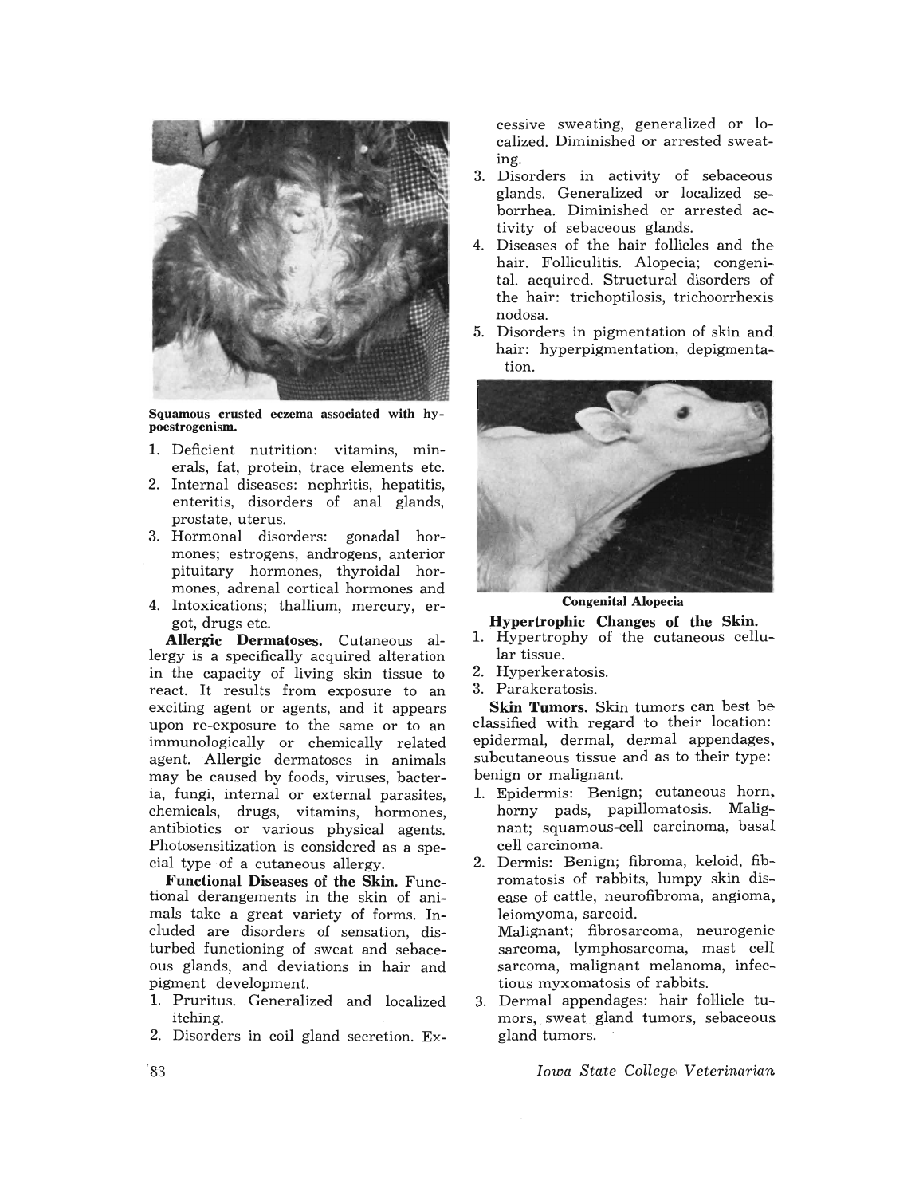Squamous crusted eczema associated with hypoestrogenism.

1. Deficient nutrition: vitamins, minerals, fat, protein, trace elements etc.
2. Internal diseases: nephritis, hepatitis, enteritis, disorders of anal glands, prostate, uterus.
3. Hormonal disorders: gonadal hormones; estrogens, androgens, anterior pituitary hormones, thyroidal hormones, adrenal cortical hormones and
4. Intoxications; thallium, mercury, ergot, drugs etc.

**Allergic Dermatoses.** Cutaneous allergy is a specifically acquired alteration in the capacity of living skin tissue to react. It results from exposure to an exciting agent or agents, and it appears upon re-exposure to the same or to an immunologically or chemically related agent. Allergic dermatoses in animals may be caused by foods, viruses, bacteria, fungi, internal or external parasites, chemicals, drugs, vitamins, hormones, antibiotics or various physical agents. Photosensitization is considered as a special type of a cutaneous allergy.

**Functional Diseases of the Skin.** Functional derangements in the skin of animals take a great variety of forms. Included are disorders of sensation, disturbed functioning of sweat and sebaceous glands, and deviations in hair and pigment development.

1. Pruritus. Generalized and localized itching.
2. Disorders in coil gland secretion. Excessive sweating, generalized or localized. Diminished or arrested sweating.
3. Disorders in activity of sebaceous glands. Generalized or localized seborrhea. Diminished or arrested activity of sebaceous glands.
4. Diseases of the hair follicles and the hair. Folliculitis. Alopecia; congenital. acquired. Structural disorders of the hair: trichoptilosis, trichoorrhexis nodosa.
5. Disorders in pigmentation of skin and hair: hyperpigmentation, depigmentation.

Congenital Alopecia

**Hypertrophic Changes of the Skin.**

1. Hypertrophy of the cutaneous cellular tissue.
2. Hyperkeratosis.
3. Parakeratosis.

**Skin Tumors.** Skin tumors can best be classified with regard to their location: epidermal, dermal, dermal appendages, subcutaneous tissue and as to their type: benign or malignant.

1. Epidermis: Benign; cutaneous horn, horny pads, papillomatosis. Malignant; squamous-cell carcinoma, basal cell carcinoma.
2. Dermis: Benign; fibroma, keloid, fibromatosis of rabbits, lumpy skin disease of cattle, neurofibroma, angioma, leiomyoma, sarcoid.
   Malignant; fibrosarcoma, neurogenic sarcoma, lymphosarcoma, mast cell sarcoma, malignant melanoma, infectious myxomatosis of rabbits.
3. Dermal appendages: hair follicle tumors, sweat gland tumors, sebaceous gland tumors.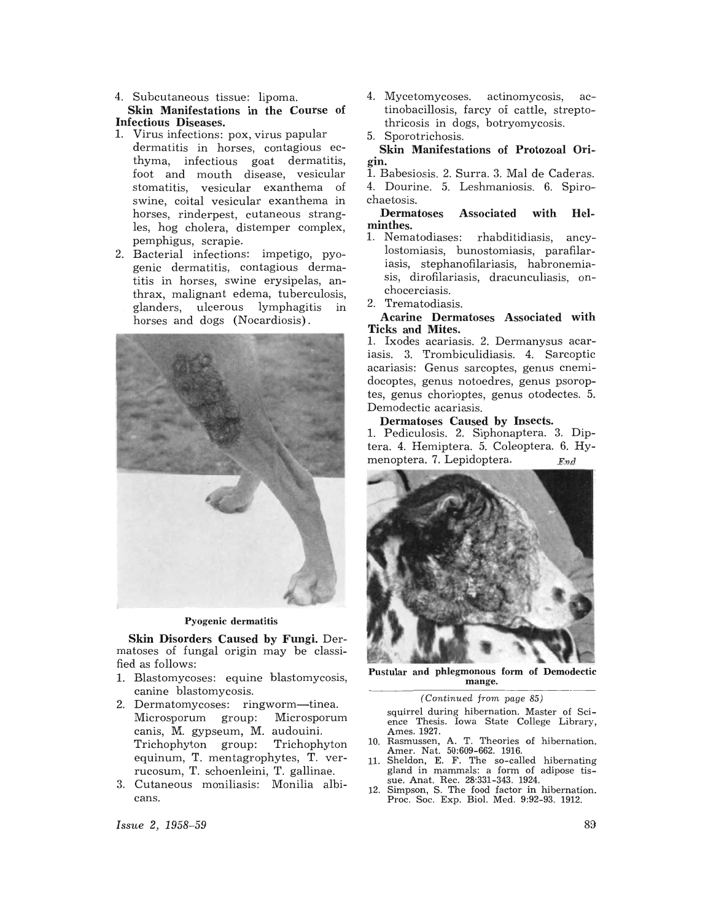4. Subcutaneous tissue: lipoma.

**Skin Manifestations in the Course of Infectious Diseases.**

1. Virus infections: pox, virus papular dermatitis in horses, contagious ecthyma, infectious goat dermatitis, foot and mouth disease, vesicular stomatitis, vesicular exanthema of swine, coital vesicular exanthema in horses, rinderpest, cutaneous strangles, hog cholera, distemper complex, pemphigus, scrapie.
2. Bacterial infections: impetigo, pyogenic dermatitis, contagious dermatitis in horses, swine erysipelas, anthrax, malignant edema, tuberculosis, glanders, ulcerous lymphagitis in horses and dogs (Nocardiosis).

**Pyogenic dermatitis**

**Skin Disorders Caused by Fungi.** Dermatoses of fungal origin may be classified as follows:

1. Blastomycoses: equine blastomycosis, canine blastomycosis.
2. Dermatomycoses: ringworm—tinea. Microsporum group: Microsporum canis, M. gypseum, M. audouini. Trichophyton group: Trichophyton equinum, T. mentagrophytes, T. verrucosum, T. schoenleini, T. gallinae.
3. Cutaneous moniliasis: Monilia albicans.
4. Mycetomycoses. actinomycosis, actinobacillosis, farcy of cattle, streptothricosis in dogs, botryomycosis.
5. Sporotrichosis.

**Skin Manifestations of Protozoal Origin.**

1. Babesiosis. 2. Surra. 3. Mal de Caderas. 4. Dourine. 5. Leshmaniosis. 6. Spirochaetosis.

**Dermatoses Associated with Helminthes.**

1. Nematodiases: rhabditidiasis, ancylostomiasis, bunostomiasis, parafilariasis, stephanofilariasis, habronemiasis, dirofilariasis, dracunculiasis, onchocerciasis.
2. Trematodiasis.

**Acarine Dermatoses Associated with Ticks and Mites.**

1. Ixodes acariasis. 2. Dermanysus acariasis. 3. Trombiculidiasis. 4. Sarcoptic acariasis: Genus sarcoptes, genus cnemidocoptes, genus notoedres, genus psoroptes, genus chorioptes, genus otodectes. 5. Demodectic acariasis.

**Dermatoses Caused by Insects.**

1. Pediculosis. 2. Siphonaptera. 3. Diptera. 4. Hemiptera. 5. Coleoptera. 6. Hymenoptera. 7. Lepidoptera. *End*

**Pustular and phlegmonous form of Demodectic mange.**

*(Continued from page 85)*

squirrel during hibernation. Master of Science Thesis. Iowa State College Library, Ames. 1927.

10. Rasmussen, A. T. Theories of hibernation. Amer. Nat. 50:609-662. 1916.
11. Sheldon, E. F. The so-called hibernating gland in mammals: a form of adipose tissue. Anat. Rec. 28:331-343. 1924.
12. Simpson, S. The food factor in hibernation. Proc. Soc. Exp. Biol. Med. 9:92-93. 1912.